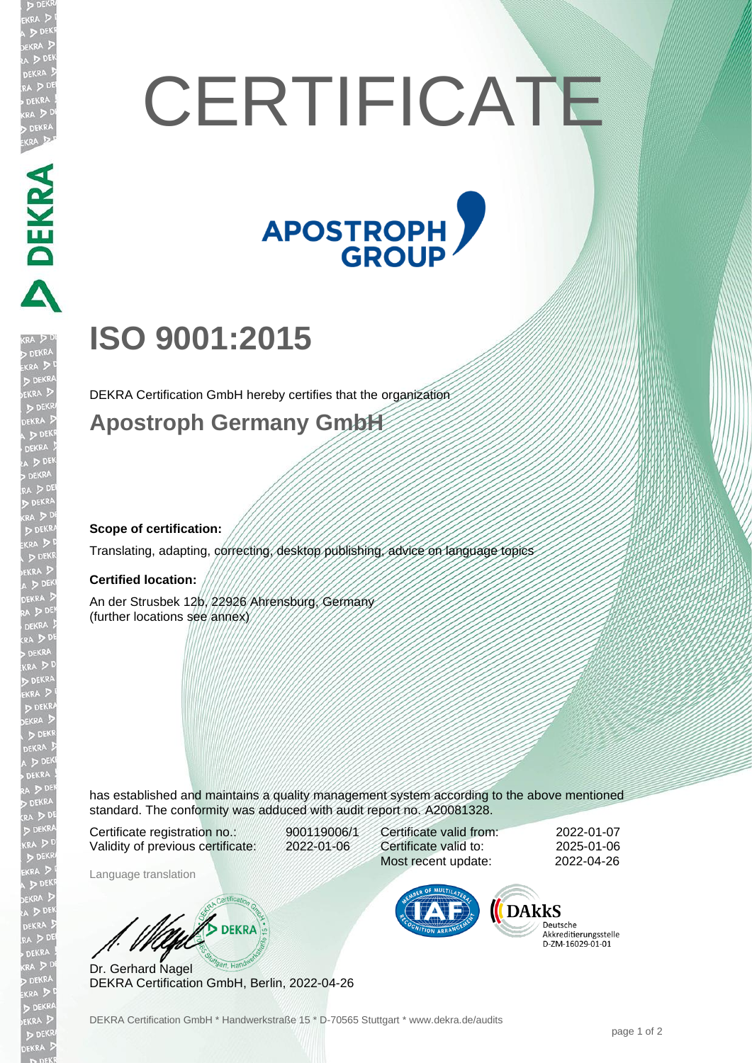# CERTIFICATE

APOSTROPH GROUP

## ISO 9001:2015

DEKRA Certification GmbH hereby certifies that the organization

### Apostroph Germany GmbH

**Scope of certification:**

Translating, adapting, correcting, desktop publishing, advice on language topics

**Certified location:**

An der Strusbek 12b, 22926 Ahrensburg, Germany
(further locations see annex)

has established and maintains a quality management system according to the above mentioned standard. The conformity was adduced with audit report no. A20081328.

| | | | |
|---|---|---|---|
| Certificate registration no.: | 900119006/1 | Certificate valid from: | 2022-01-07 |
| Validity of previous certificate: | 2022-01-06 | Certificate valid to: | 2025-01-06 |
| | | Most recent update: | 2022-04-26 |

Language translation

Dr. Gerhard Nagel
DEKRA Certification GmbH, Berlin, 2022-04-26

DAkkS Deutsche Akkreditierungsstelle D-ZM-16029-01-01

DEKRA Certification GmbH * Handwerkstraße 15 * D-70565 Stuttgart * www.dekra.de/audits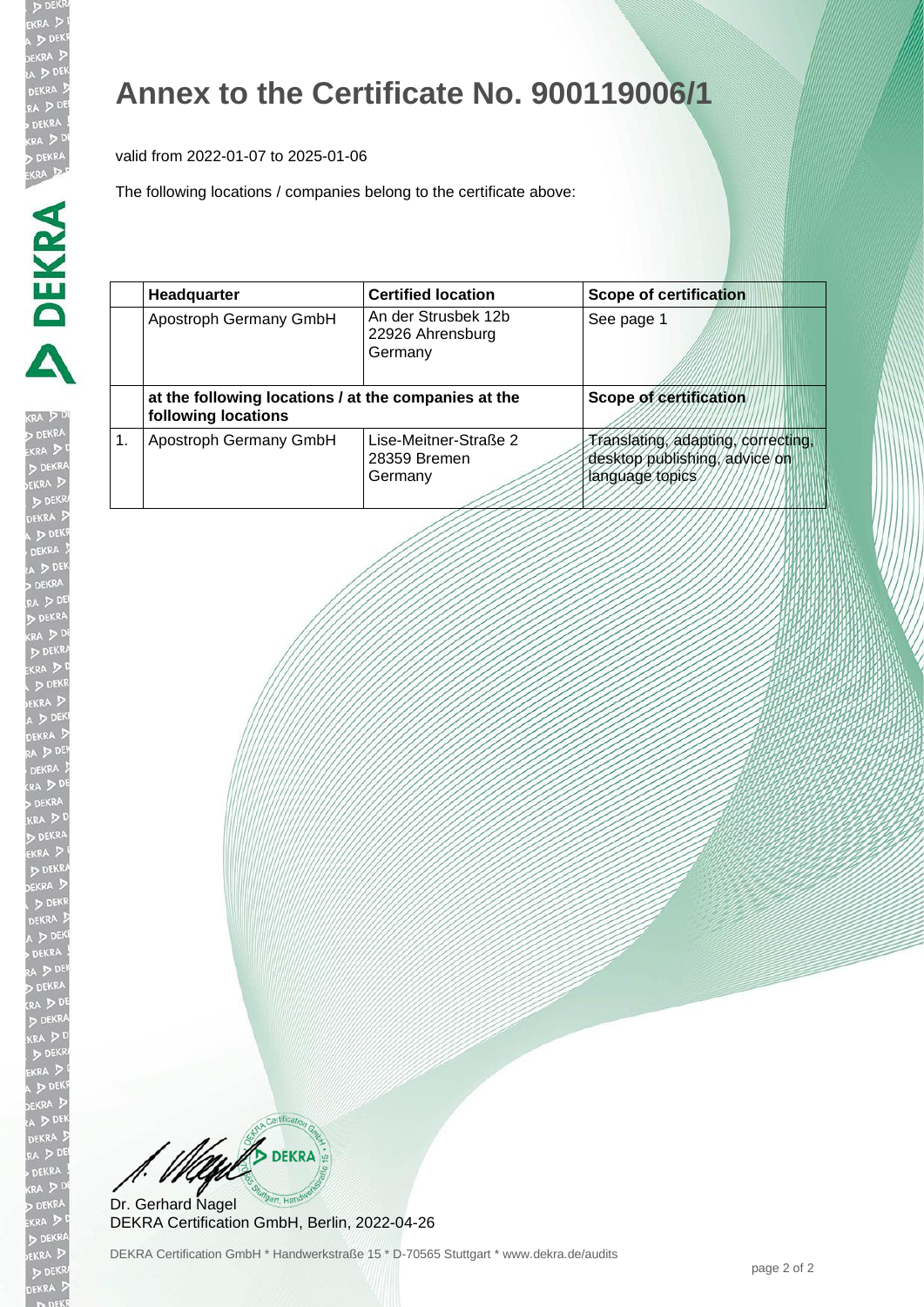# Annex to the Certificate No. 900119006/1

valid from 2022-01-07 to 2025-01-06

The following locations / companies belong to the certificate above:

| | Headquarter | Certified location | Scope of certification |
|---|---|---|---|
| | Apostroph Germany GmbH | An der Strusbek 12b<br>22926 Ahrensburg<br>Germany | See page 1 |
| | **at the following locations / at the companies at the following locations** | | **Scope of certification** |
| 1. | Apostroph Germany GmbH | Lise-Meitner-Straße 2<br>28359 Bremen<br>Germany | Translating, adapting, correcting, desktop publishing, advice on language topics |

Dr. Gerhard Nagel
DEKRA Certification GmbH, Berlin, 2022-04-26

DEKRA Certification GmbH * Handwerkstraße 15 * D-70565 Stuttgart * www.dekra.de/audits